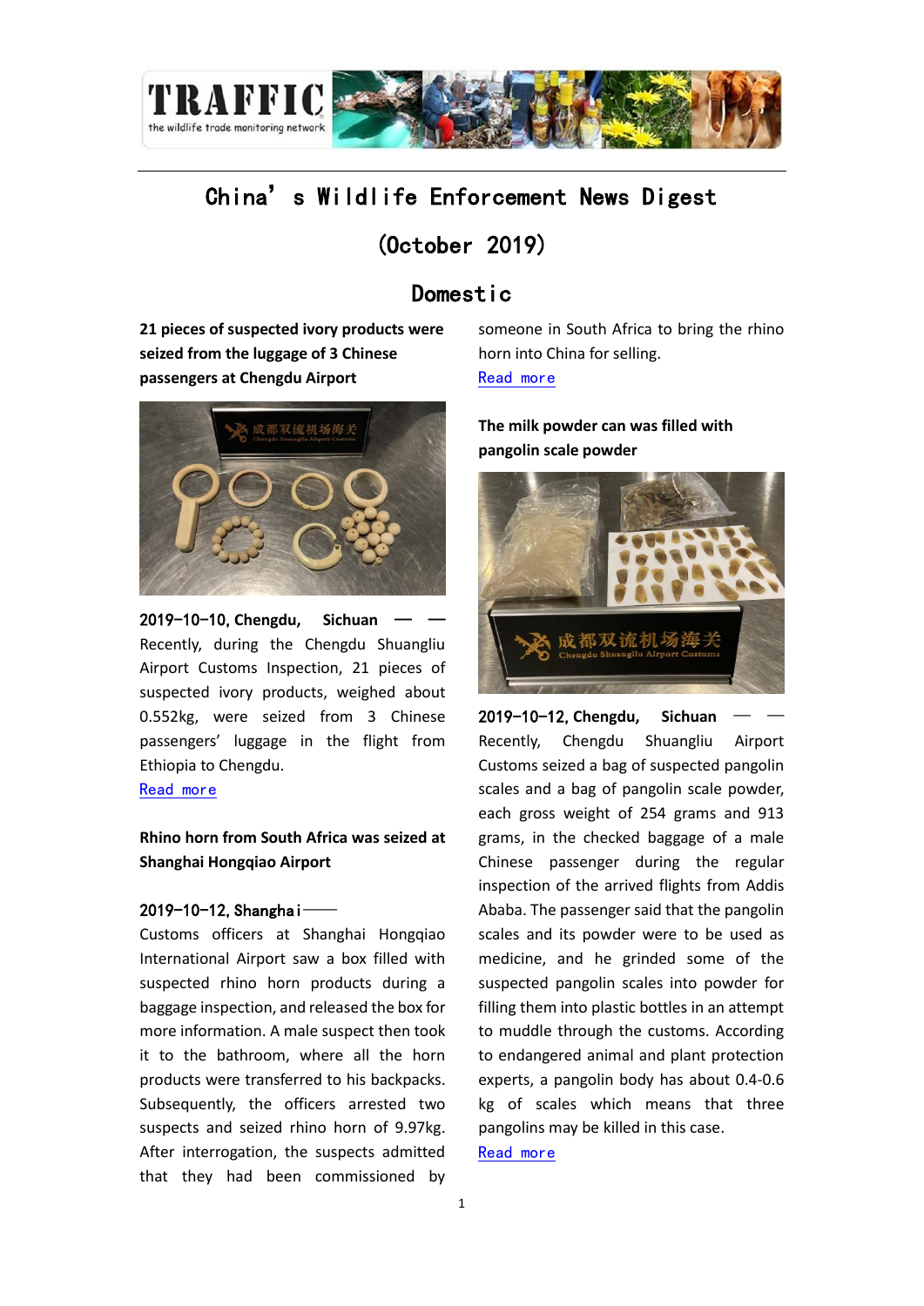TRAFFIC
the wildlife trade monitoring network

# China's Wildlife Enforcement News Digest

# (October 2019)

## Domestic

**21 pieces of suspected ivory products were seized from the luggage of 3 Chinese passengers at Chengdu Airport**

2019-10-10, Chengdu, Sichuan —— Recently, during the Chengdu Shuangliu Airport Customs Inspection, 21 pieces of suspected ivory products, weighed about 0.552kg, were seized from 3 Chinese passengers' luggage in the flight from Ethiopia to Chengdu.
Read more

**Rhino horn from South Africa was seized at Shanghai Hongqiao Airport**

2019-10-12, Shanghai —— Customs officers at Shanghai Hongqiao International Airport saw a box filled with suspected rhino horn products during a baggage inspection, and released the box for more information. A male suspect then took it to the bathroom, where all the horn products were transferred to his backpacks. Subsequently, the officers arrested two suspects and seized rhino horn of 9.97kg. After interrogation, the suspects admitted that they had been commissioned by someone in South Africa to bring the rhino horn into China for selling.
Read more

**The milk powder can was filled with pangolin scale powder**

2019-10-12, Chengdu, Sichuan —— Recently, Chengdu Shuangliu Airport Customs seized a bag of suspected pangolin scales and a bag of pangolin scale powder, each gross weight of 254 grams and 913 grams, in the checked baggage of a male Chinese passenger during the regular inspection of the arrived flights from Addis Ababa. The passenger said that the pangolin scales and its powder were to be used as medicine, and he grinded some of the suspected pangolin scales into powder for filling them into plastic bottles in an attempt to muddle through the customs. According to endangered animal and plant protection experts, a pangolin body has about 0.4-0.6 kg of scales which means that three pangolins may be killed in this case.
Read more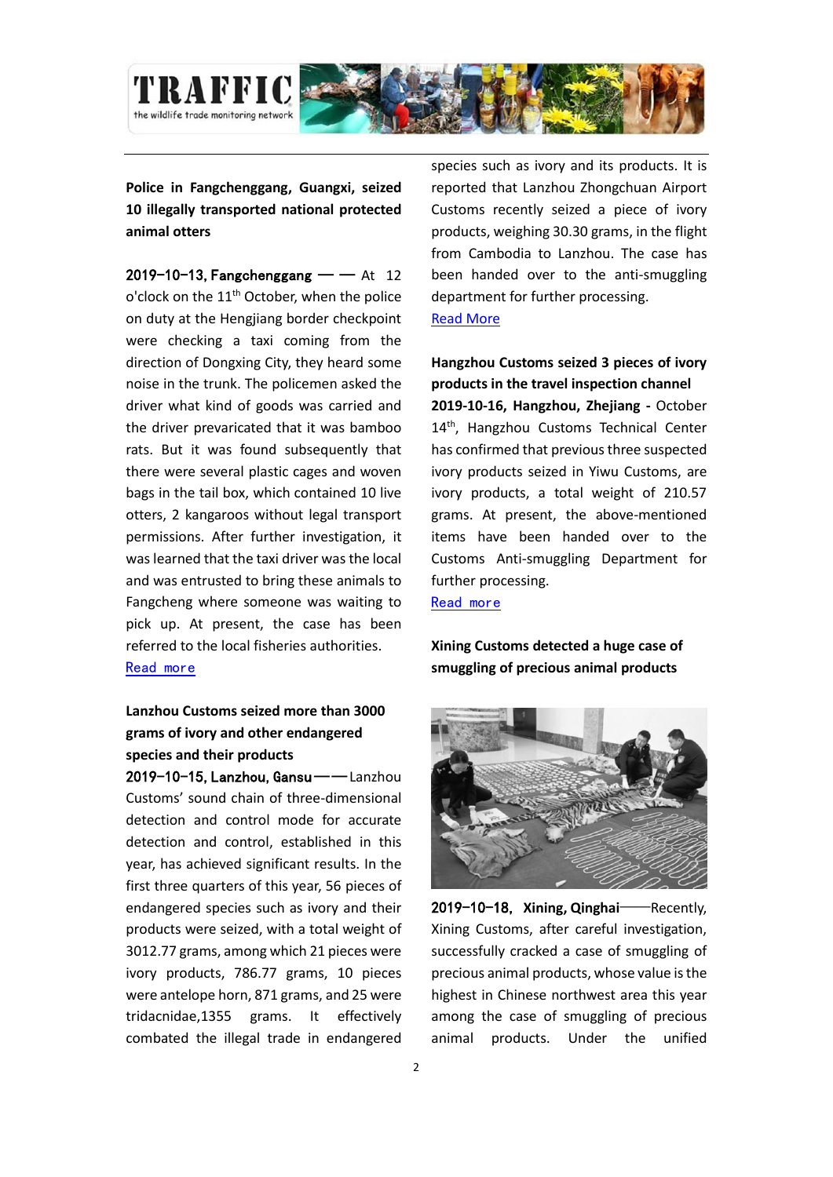**Police in Fangchenggang, Guangxi, seized 10 illegally transported national protected animal otters**

2019-10-13, Fangchenggang —— At 12 o'clock on the 11th October, when the police on duty at the Hengjiang border checkpoint were checking a taxi coming from the direction of Dongxing City, they heard some noise in the trunk. The policemen asked the driver what kind of goods was carried and the driver prevaricated that it was bamboo rats. But it was found subsequently that there were several plastic cages and woven bags in the tail box, which contained 10 live otters, 2 kangaroos without legal transport permissions. After further investigation, it was learned that the taxi driver was the local and was entrusted to bring these animals to Fangcheng where someone was waiting to pick up. At present, the case has been referred to the local fisheries authorities.

Read more

**Lanzhou Customs seized more than 3000 grams of ivory and other endangered species and their products**

2019-10-15, Lanzhou, Gansu——Lanzhou Customs' sound chain of three-dimensional detection and control mode for accurate detection and control, established in this year, has achieved significant results. In the first three quarters of this year, 56 pieces of endangered species such as ivory and their products were seized, with a total weight of 3012.77 grams, among which 21 pieces were ivory products, 786.77 grams, 10 pieces were antelope horn, 871 grams, and 25 were tridacnidae,1355 grams. It effectively combated the illegal trade in endangered species such as ivory and its products. It is reported that Lanzhou Zhongchuan Airport Customs recently seized a piece of ivory products, weighing 30.30 grams, in the flight from Cambodia to Lanzhou. The case has been handed over to the anti-smuggling department for further processing.

Read More

**Hangzhou Customs seized 3 pieces of ivory products in the travel inspection channel**

**2019-10-16, Hangzhou, Zhejiang -** October 14th, Hangzhou Customs Technical Center has confirmed that previous three suspected ivory products seized in Yiwu Customs, are ivory products, a total weight of 210.57 grams. At present, the above-mentioned items have been handed over to the Customs Anti-smuggling Department for further processing.

Read more

**Xining Customs detected a huge case of smuggling of precious animal products**

2019-10-18, Xining, Qinghai——Recently, Xining Customs, after careful investigation, successfully cracked a case of smuggling of precious animal products, whose value is the highest in Chinese northwest area this year among the case of smuggling of precious animal products. Under the unified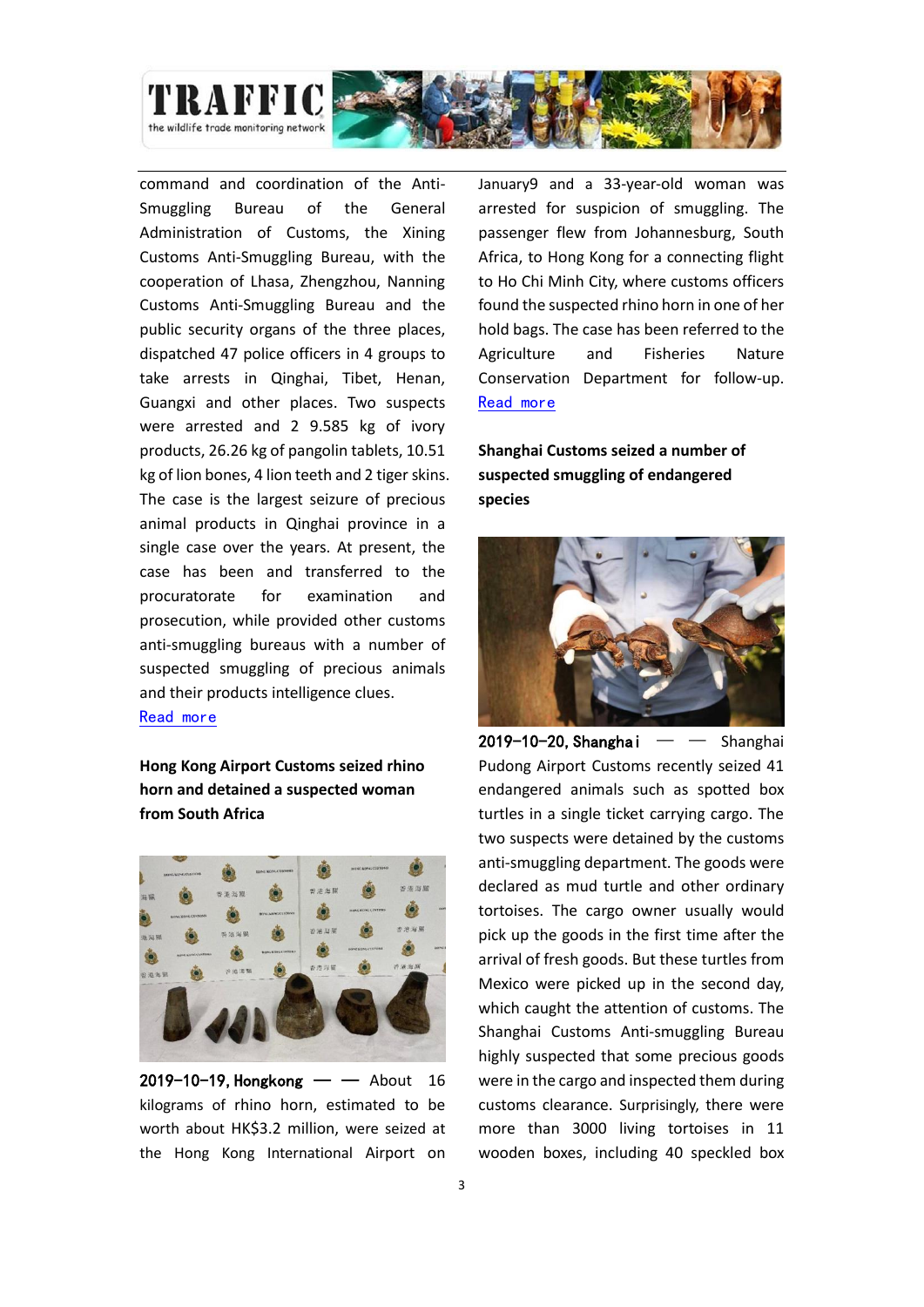command and coordination of the Anti-Smuggling Bureau of the General Administration of Customs, the Xining Customs Anti-Smuggling Bureau, with the cooperation of Lhasa, Zhengzhou, Nanning Customs Anti-Smuggling Bureau and the public security organs of the three places, dispatched 47 police officers in 4 groups to take arrests in Qinghai, Tibet, Henan, Guangxi and other places. Two suspects were arrested and 2 9.585 kg of ivory products, 26.26 kg of pangolin tablets, 10.51 kg of lion bones, 4 lion teeth and 2 tiger skins. The case is the largest seizure of precious animal products in Qinghai province in a single case over the years. At present, the case has been and transferred to the procuratorate for examination and prosecution, while provided other customs anti-smuggling bureaus with a number of suspected smuggling of precious animals and their products intelligence clues.
Read more

**Hong Kong Airport Customs seized rhino horn and detained a suspected woman from South Africa**

**2019-10-19, Hongkong ——** About 16 kilograms of rhino horn, estimated to be worth about HK$3.2 million, were seized at the Hong Kong International Airport on January9 and a 33-year-old woman was arrested for suspicion of smuggling. The passenger flew from Johannesburg, South Africa, to Hong Kong for a connecting flight to Ho Chi Minh City, where customs officers found the suspected rhino horn in one of her hold bags. The case has been referred to the Agriculture and Fisheries Nature Conservation Department for follow-up.
Read more

**Shanghai Customs seized a number of suspected smuggling of endangered species**

**2019-10-20, Shanghai ——** Shanghai Pudong Airport Customs recently seized 41 endangered animals such as spotted box turtles in a single ticket carrying cargo. The two suspects were detained by the customs anti-smuggling department. The goods were declared as mud turtle and other ordinary tortoises. The cargo owner usually would pick up the goods in the first time after the arrival of fresh goods. But these turtles from Mexico were picked up in the second day, which caught the attention of customs. The Shanghai Customs Anti-smuggling Bureau highly suspected that some precious goods were in the cargo and inspected them during customs clearance. Surprisingly, there were more than 3000 living tortoises in 11 wooden boxes, including 40 speckled box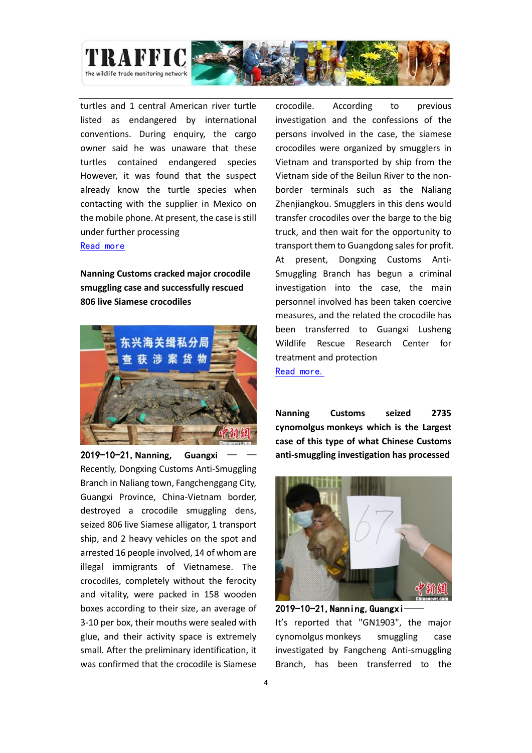turtles and 1 central American river turtle listed as endangered by international conventions. During enquiry, the cargo owner said he was unaware that these turtles contained endangered species However, it was found that the suspect already know the turtle species when contacting with the supplier in Mexico on the mobile phone. At present, the case is still under further processing

Read more

**Nanning Customs cracked major crocodile smuggling case and successfully rescued 806 live Siamese crocodiles**

**2019-10-21, Nanning, Guangxi** ——Recently, Dongxing Customs Anti-Smuggling Branch in Naliang town, Fangchenggang City, Guangxi Province, China-Vietnam border, destroyed a crocodile smuggling dens, seized 806 live Siamese alligator, 1 transport ship, and 2 heavy vehicles on the spot and arrested 16 people involved, 14 of whom are illegal immigrants of Vietnamese. The crocodiles, completely without the ferocity and vitality, were packed in 158 wooden boxes according to their size, an average of 3-10 per box, their mouths were sealed with glue, and their activity space is extremely small. After the preliminary identification, it was confirmed that the crocodile is Siamese crocodile. According to previous investigation and the confessions of the persons involved in the case, the siamese crocodiles were organized by smugglers in Vietnam and transported by ship from the Vietnam side of the Beilun River to the non-border terminals such as the Naliang Zhenjiangkou. Smugglers in this dens would transfer crocodiles over the barge to the big truck, and then wait for the opportunity to transport them to Guangdong sales for profit. At present, Dongxing Customs Anti-Smuggling Branch has begun a criminal investigation into the case, the main personnel involved has been taken coercive measures, and the related the crocodile has been transferred to Guangxi Lusheng Wildlife Rescue Research Center for treatment and protection

Read more.

**Nanning Customs seized 2735 cynomolgus monkeys which is the Largest case of this type of what Chinese Customs anti-smuggling investigation has processed**

**2019-10-21, Nanning, Guangxi**——It's reported that "GN1903", the major cynomolgus monkeys smuggling case investigated by Fangcheng Anti-smuggling Branch, has been transferred to the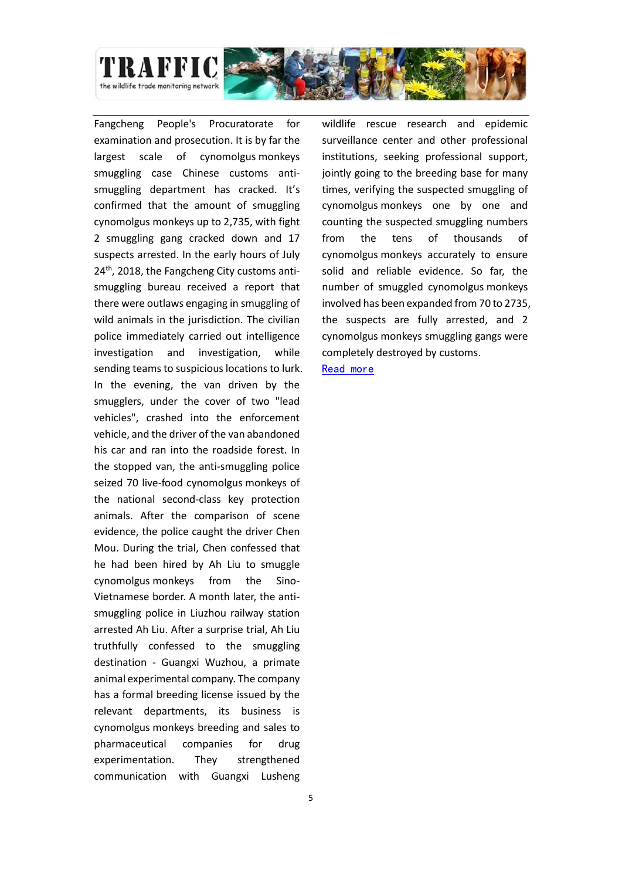Fangcheng People's Procuratorate for examination and prosecution. It is by far the largest scale of cynomolgus monkeys smuggling case Chinese customs anti-smuggling department has cracked. It's confirmed that the amount of smuggling cynomolgus monkeys up to 2,735, with fight 2 smuggling gang cracked down and 17 suspects arrested. In the early hours of July 24th, 2018, the Fangcheng City customs anti-smuggling bureau received a report that there were outlaws engaging in smuggling of wild animals in the jurisdiction. The civilian police immediately carried out intelligence investigation and investigation, while sending teams to suspicious locations to lurk. In the evening, the van driven by the smugglers, under the cover of two "lead vehicles", crashed into the enforcement vehicle, and the driver of the van abandoned his car and ran into the roadside forest. In the stopped van, the anti-smuggling police seized 70 live-food cynomolgus monkeys of the national second-class key protection animals. After the comparison of scene evidence, the police caught the driver Chen Mou. During the trial, Chen confessed that he had been hired by Ah Liu to smuggle cynomolgus monkeys from the Sino-Vietnamese border. A month later, the anti-smuggling police in Liuzhou railway station arrested Ah Liu. After a surprise trial, Ah Liu truthfully confessed to the smuggling destination - Guangxi Wuzhou, a primate animal experimental company. The company has a formal breeding license issued by the relevant departments, its business is cynomolgus monkeys breeding and sales to pharmaceutical companies for drug experimentation. They strengthened communication with Guangxi Lusheng wildlife rescue research and epidemic surveillance center and other professional institutions, seeking professional support, jointly going to the breeding base for many times, verifying the suspected smuggling of cynomolgus monkeys one by one and counting the suspected smuggling numbers from the tens of thousands of cynomolgus monkeys accurately to ensure solid and reliable evidence. So far, the number of smuggled cynomolgus monkeys involved has been expanded from 70 to 2735, the suspects are fully arrested, and 2 cynomolgus monkeys smuggling gangs were completely destroyed by customs.

Read more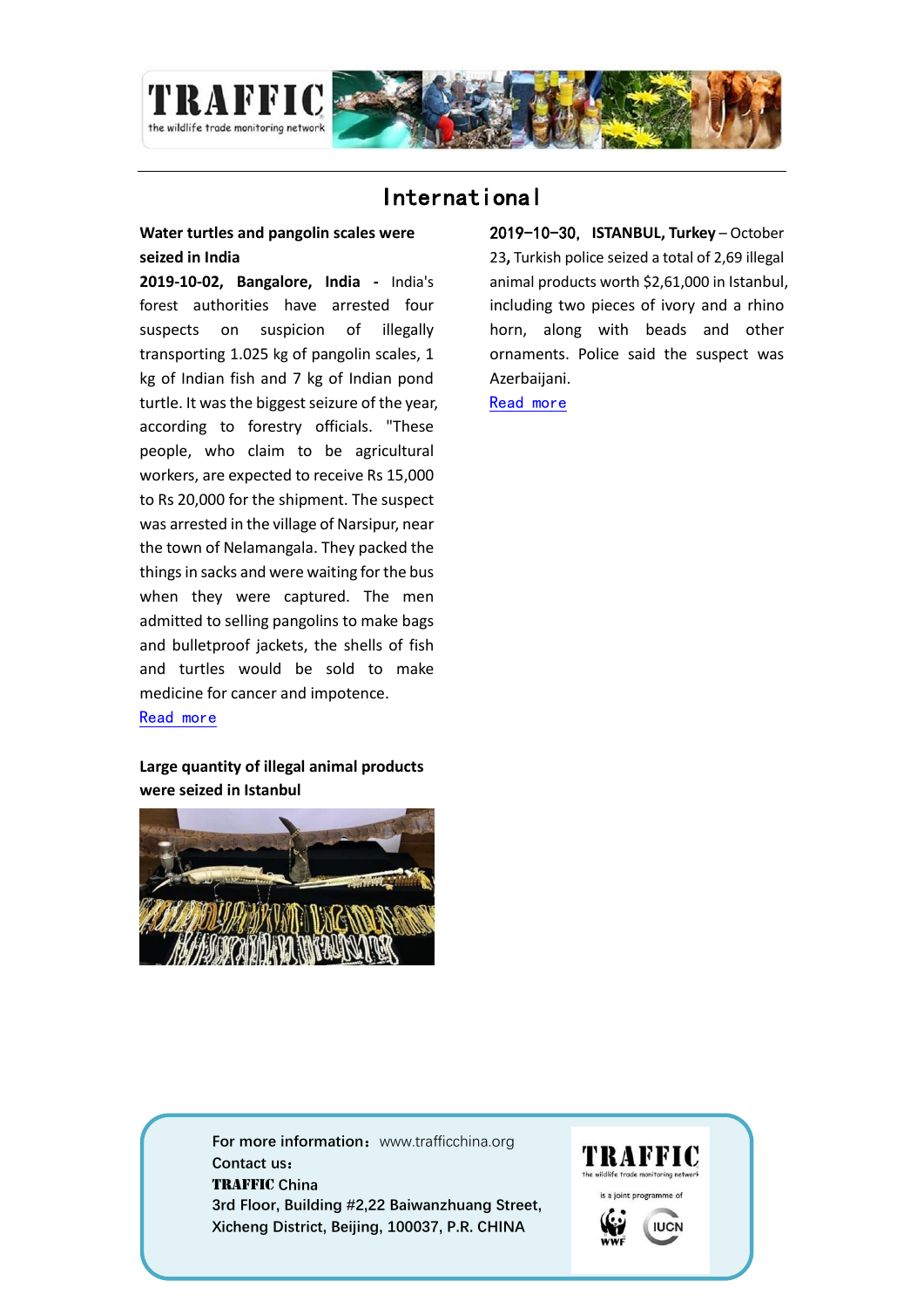## International

**Water turtles and pangolin scales were seized in India**

**2019-10-02, Bangalore, India -** India's forest authorities have arrested four suspects on suspicion of illegally transporting 1.025 kg of pangolin scales, 1 kg of Indian fish and 7 kg of Indian pond turtle. It was the biggest seizure of the year, according to forestry officials. "These people, who claim to be agricultural workers, are expected to receive Rs 15,000 to Rs 20,000 for the shipment. The suspect was arrested in the village of Narsipur, near the town of Nelamangala. They packed the things in sacks and were waiting for the bus when they were captured. The men admitted to selling pangolins to make bags and bulletproof jackets, the shells of fish and turtles would be sold to make medicine for cancer and impotence.

Read more

**Large quantity of illegal animal products were seized in Istanbul**

**2019-10-30, ISTANBUL, Turkey** – October 23**,** Turkish police seized a total of 2,69 illegal animal products worth $2,61,000 in Istanbul, including two pieces of ivory and a rhino horn, along with beads and other ornaments. Police said the suspect was Azerbaijani.

Read more

For more information：www.trafficchina.org

Contact us：

**TRAFFIC** China

3rd Floor, Building #2,22 Baiwanzhuang Street, Xicheng District, Beijing, 100037, P.R. CHINA

TRAFFIC the wildlife trade monitoring network is a joint programme of WWF IUCN